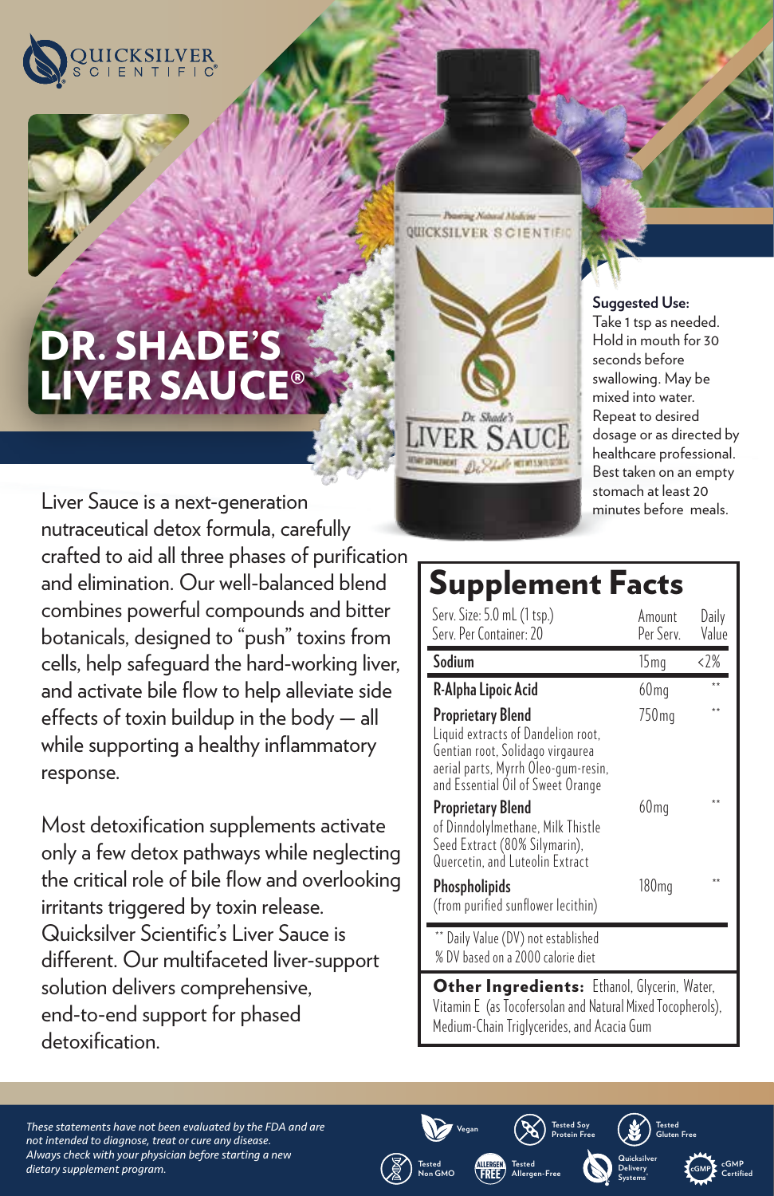QUICKSILVER SCIENTIFIC®

# DR. SHADE'S LIVER SAUCE®

Liver Sauce is a next-generation nutraceutical detox formula, carefully crafted to aid all three phases of purification and elimination. Our well-balanced blend combines powerful compounds and bitter botanicals, designed to "push" toxins from cells, help safeguard the hard-working liver, and activate bile flow to help alleviate side effects of toxin buildup in the body — all while supporting a healthy inflammatory response.

Most detoxification supplements activate only a few detox pathways while neglecting the critical role of bile flow and overlooking irritants triggered by toxin release. Quicksilver Scientific's Liver Sauce is different. Our multifaceted liver-support solution delivers comprehensive, end-to-end support for phased detoxification.

**Suggested Use:**
Take 1 tsp as needed. Hold in mouth for 30 seconds before swallowing. May be mixed into water. Repeat to desired dosage or as directed by healthcare professional. Best taken on an empty stomach at least 20 minutes before meals.

## Supplement Facts

| Serv. Size: 5.0 mL (1 tsp.) Serv. Per Container: 20 | Amount Per Serv. | Daily Value |
|---|---|---|
| **Sodium** | 15mg | <2% |
| **R-Alpha Lipoic Acid** | 60mg | ** |
| **Proprietary Blend** Liquid extracts of Dandelion root, Gentian root, Solidago virgaurea aerial parts, Myrrh Oleo-gum-resin, and Essential Oil of Sweet Orange | 750mg | ** |
| **Proprietary Blend** of Dinndolylmethane, Milk Thistle Seed Extract (80% Silymarin), Quercetin, and Luteolin Extract | 60mg | ** |
| **Phospholipids** (from purified sunflower lecithin) | 180mg | ** |

** Daily Value (DV) not established
% DV based on a 2000 calorie diet

**Other Ingredients:** Ethanol, Glycerin, Water, Vitamin E (as Tocofersolan and Natural Mixed Tocopherols), Medium-Chain Triglycerides, and Acacia Gum

*These statements have not been evaluated by the FDA and are not intended to diagnose, treat or cure any disease. Always check with your physician before starting a new dietary supplement program.*

Vegan · Tested Soy Protein Free · Tested Gluten Free · Tested Non GMO · Tested Allergen-Free · Quicksilver Delivery Systems · cGMP Certified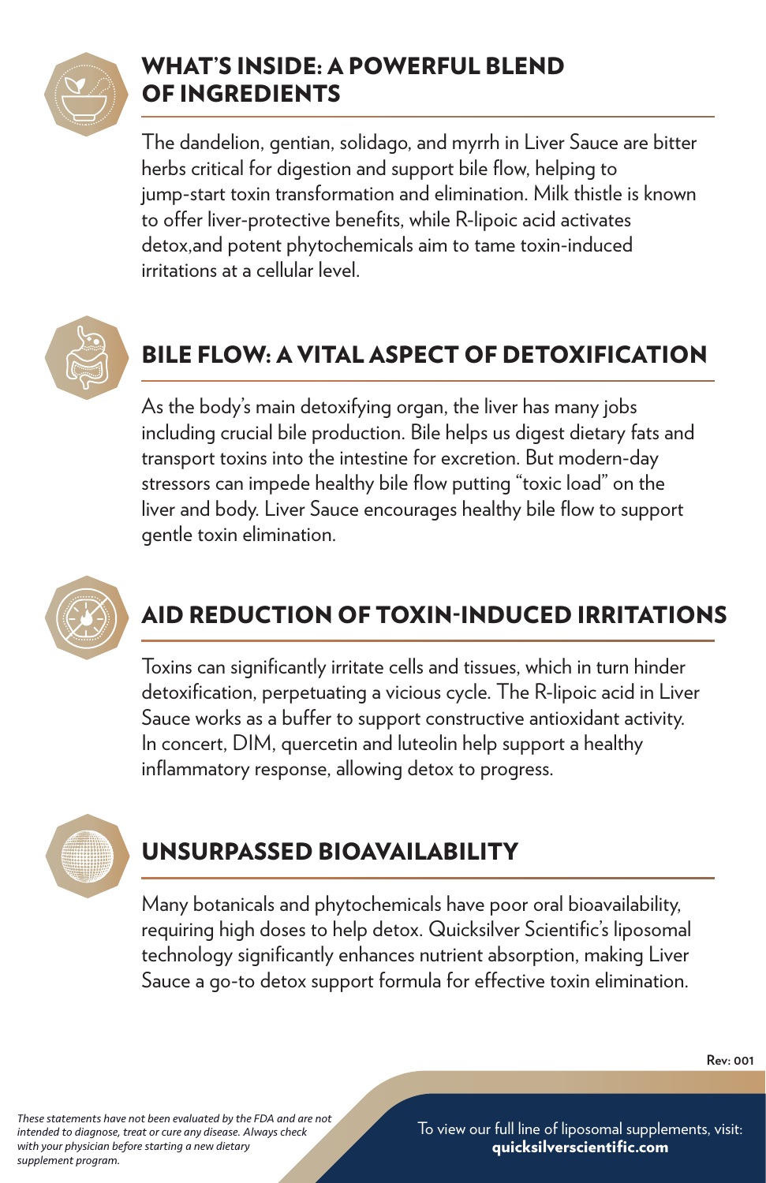## WHAT'S INSIDE: A POWERFUL BLEND OF INGREDIENTS

The dandelion, gentian, solidago, and myrrh in Liver Sauce are bitter herbs critical for digestion and support bile flow, helping to jump-start toxin transformation and elimination. Milk thistle is known to offer liver-protective benefits, while R-lipoic acid activates detox,and potent phytochemicals aim to tame toxin-induced irritations at a cellular level.

## BILE FLOW: A VITAL ASPECT OF DETOXIFICATION

As the body's main detoxifying organ, the liver has many jobs including crucial bile production. Bile helps us digest dietary fats and transport toxins into the intestine for excretion. But modern-day stressors can impede healthy bile flow putting "toxic load" on the liver and body. Liver Sauce encourages healthy bile flow to support gentle toxin elimination.

## AID REDUCTION OF TOXIN-INDUCED IRRITATIONS

Toxins can significantly irritate cells and tissues, which in turn hinder detoxification, perpetuating a vicious cycle. The R-lipoic acid in Liver Sauce works as a buffer to support constructive antioxidant activity. In concert, DIM, quercetin and luteolin help support a healthy inflammatory response, allowing detox to progress.

## UNSURPASSED BIOAVAILABILITY

Many botanicals and phytochemicals have poor oral bioavailability, requiring high doses to help detox. Quicksilver Scientific's liposomal technology significantly enhances nutrient absorption, making Liver Sauce a go-to detox support formula for effective toxin elimination.

Rev: 001

*These statements have not been evaluated by the FDA and are not intended to diagnose, treat or cure any disease. Always check with your physician before starting a new dietary supplement program.*

To view our full line of liposomal supplements, visit: **quicksilverscientific.com**